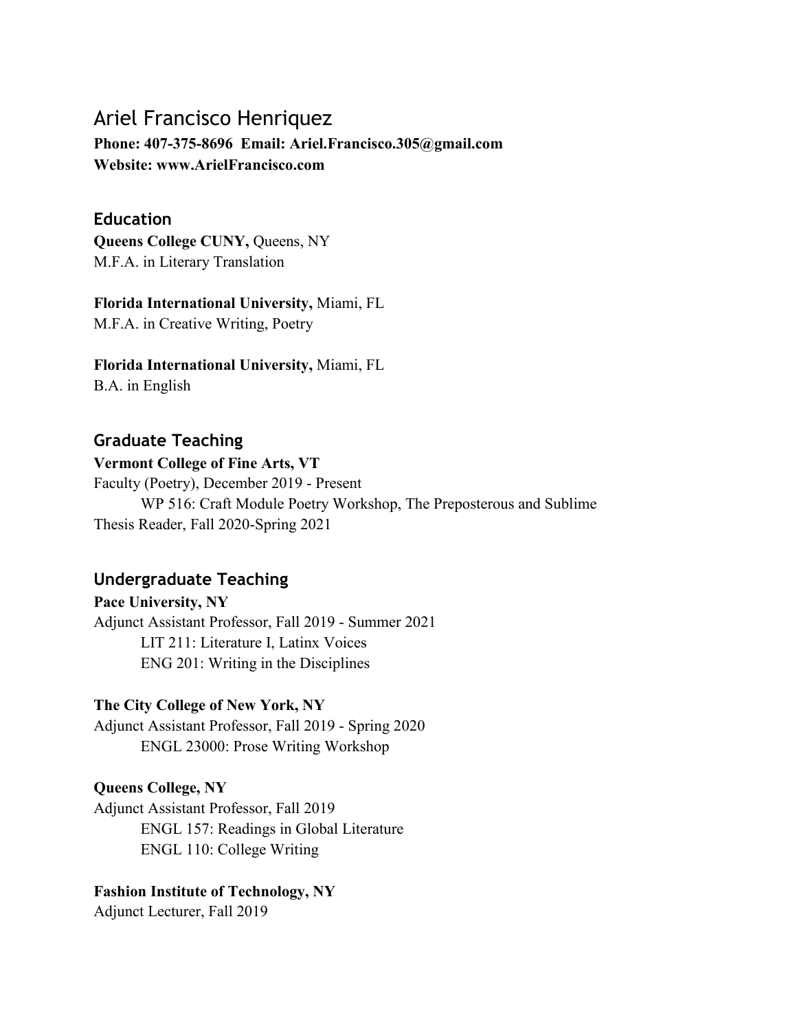# Ariel Francisco Henriquez

**Phone: 407-375-8696  Email: Ariel.Francisco.305@gmail.com**
**Website: www.ArielFrancisco.com**

## Education

**Queens College CUNY,** Queens, NY
M.F.A. in Literary Translation

**Florida International University,** Miami, FL
M.F.A. in Creative Writing, Poetry

**Florida International University,** Miami, FL
B.A. in English

## Graduate Teaching

**Vermont College of Fine Arts, VT**
Faculty (Poetry), December 2019 - Present
 WP 516: Craft Module Poetry Workshop, The Preposterous and Sublime
Thesis Reader, Fall 2020-Spring 2021

## Undergraduate Teaching

**Pace University, NY**
Adjunct Assistant Professor, Fall 2019 - Summer 2021
 LIT 211: Literature I, Latinx Voices
 ENG 201: Writing in the Disciplines

**The City College of New York, NY**
Adjunct Assistant Professor, Fall 2019 - Spring 2020
 ENGL 23000: Prose Writing Workshop

**Queens College, NY**
Adjunct Assistant Professor, Fall 2019
 ENGL 157: Readings in Global Literature
 ENGL 110: College Writing

**Fashion Institute of Technology, NY**
Adjunct Lecturer, Fall 2019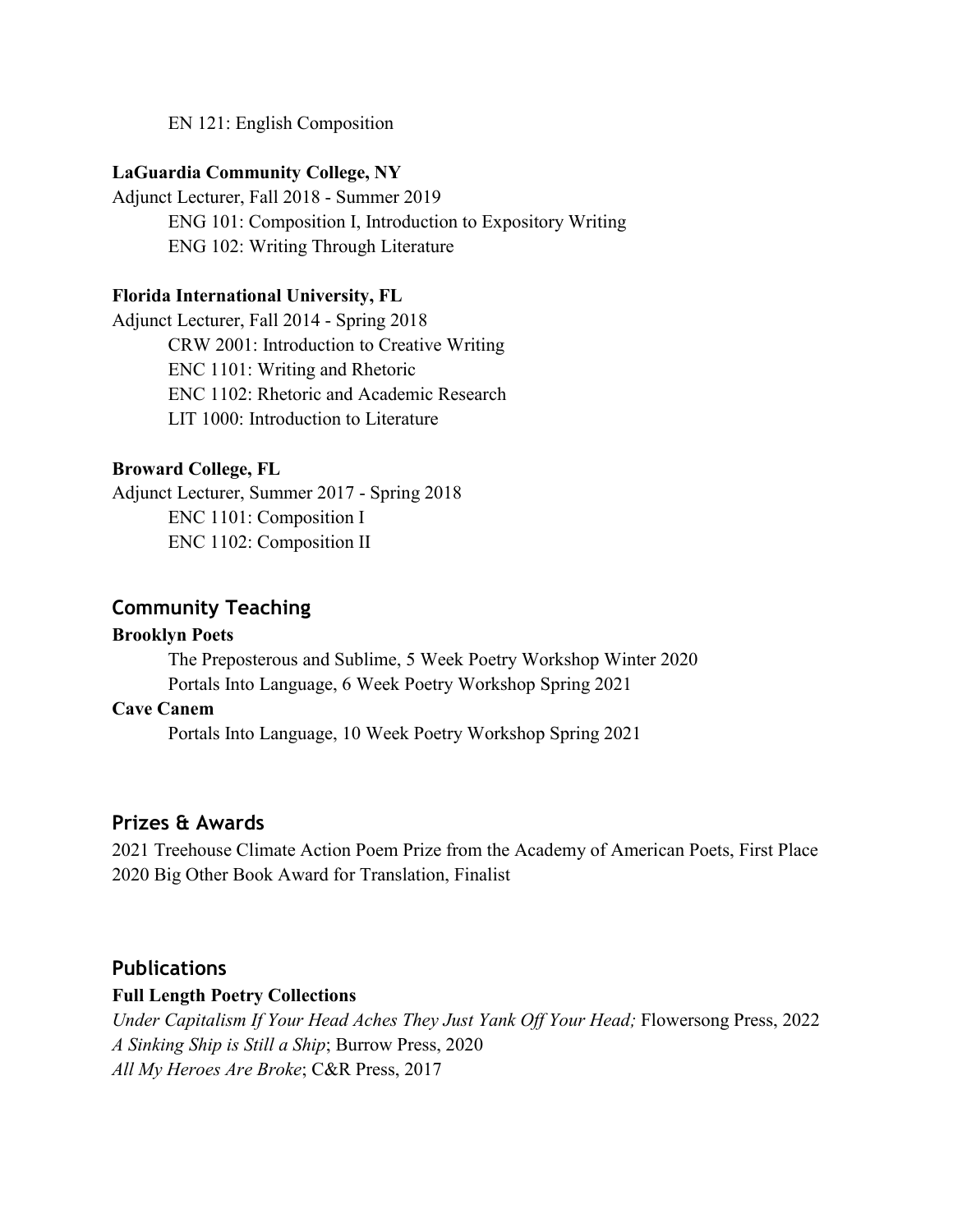EN 121: English Composition

**LaGuardia Community College, NY**

Adjunct Lecturer, Fall 2018 - Summer 2019

- ENG 101: Composition I, Introduction to Expository Writing
- ENG 102: Writing Through Literature

**Florida International University, FL**

Adjunct Lecturer, Fall 2014 - Spring 2018

- CRW 2001: Introduction to Creative Writing
- ENC 1101: Writing and Rhetoric
- ENC 1102: Rhetoric and Academic Research
- LIT 1000: Introduction to Literature

**Broward College, FL**

Adjunct Lecturer, Summer 2017 - Spring 2018

- ENC 1101: Composition I
- ENC 1102: Composition II

## Community Teaching

**Brooklyn Poets**

- The Preposterous and Sublime, 5 Week Poetry Workshop Winter 2020
- Portals Into Language, 6 Week Poetry Workshop Spring 2021

**Cave Canem**

- Portals Into Language, 10 Week Poetry Workshop Spring 2021

## Prizes & Awards

2021 Treehouse Climate Action Poem Prize from the Academy of American Poets, First Place
2020 Big Other Book Award for Translation, Finalist

## Publications

**Full Length Poetry Collections**

*Under Capitalism If Your Head Aches They Just Yank Off Your Head;* Flowersong Press, 2022
*A Sinking Ship is Still a Ship*; Burrow Press, 2020
*All My Heroes Are Broke*; C&R Press, 2017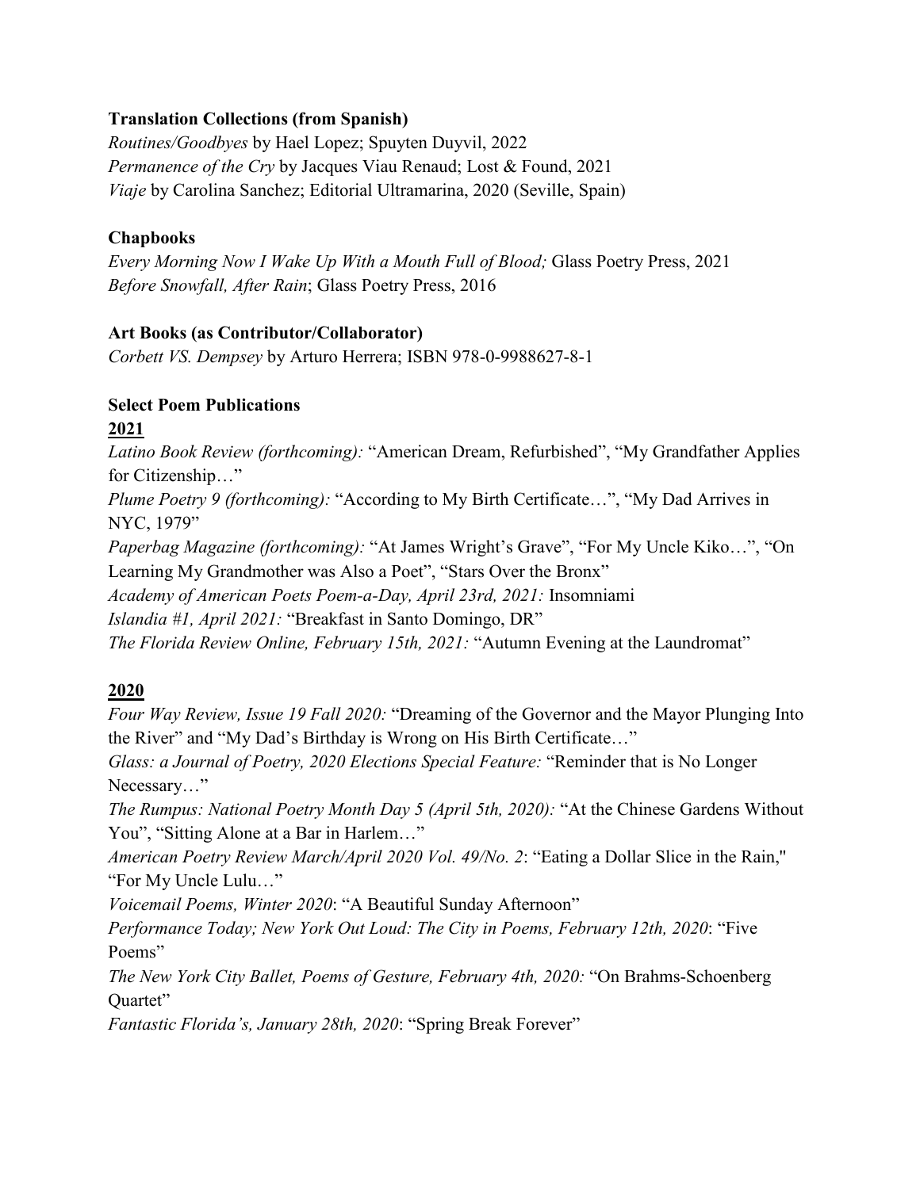**Translation Collections (from Spanish)**

*Routines/Goodbyes* by Hael Lopez; Spuyten Duyvil, 2022
*Permanence of the Cry* by Jacques Viau Renaud; Lost & Found, 2021
*Viaje* by Carolina Sanchez; Editorial Ultramarina, 2020 (Seville, Spain)

**Chapbooks**

*Every Morning Now I Wake Up With a Mouth Full of Blood;* Glass Poetry Press, 2021
*Before Snowfall, After Rain*; Glass Poetry Press, 2016

**Art Books (as Contributor/Collaborator)**

*Corbett VS. Dempsey* by Arturo Herrera; ISBN 978-0-9988627-8-1

**Select Poem Publications**

**2021**

*Latino Book Review (forthcoming):* "American Dream, Refurbished", "My Grandfather Applies for Citizenship…"
*Plume Poetry 9 (forthcoming):* "According to My Birth Certificate…", "My Dad Arrives in NYC, 1979"
*Paperbag Magazine (forthcoming):* "At James Wright's Grave", "For My Uncle Kiko…", "On Learning My Grandmother was Also a Poet", "Stars Over the Bronx"
*Academy of American Poets Poem-a-Day, April 23rd, 2021:* Insomniami
*Islandia #1, April 2021:* "Breakfast in Santo Domingo, DR"
*The Florida Review Online, February 15th, 2021:* "Autumn Evening at the Laundromat"

**2020**

*Four Way Review, Issue 19 Fall 2020:* "Dreaming of the Governor and the Mayor Plunging Into the River" and "My Dad's Birthday is Wrong on His Birth Certificate…"
*Glass: a Journal of Poetry, 2020 Elections Special Feature:* "Reminder that is No Longer Necessary…"
*The Rumpus: National Poetry Month Day 5 (April 5th, 2020):* "At the Chinese Gardens Without You", "Sitting Alone at a Bar in Harlem…"
*American Poetry Review March/April 2020 Vol. 49/No. 2*: "Eating a Dollar Slice in the Rain," "For My Uncle Lulu…"
*Voicemail Poems, Winter 2020*: "A Beautiful Sunday Afternoon"
*Performance Today; New York Out Loud: The City in Poems, February 12th, 2020*: "Five Poems"
*The New York City Ballet, Poems of Gesture, February 4th, 2020:* "On Brahms-Schoenberg Quartet"
*Fantastic Florida's, January 28th, 2020*: "Spring Break Forever"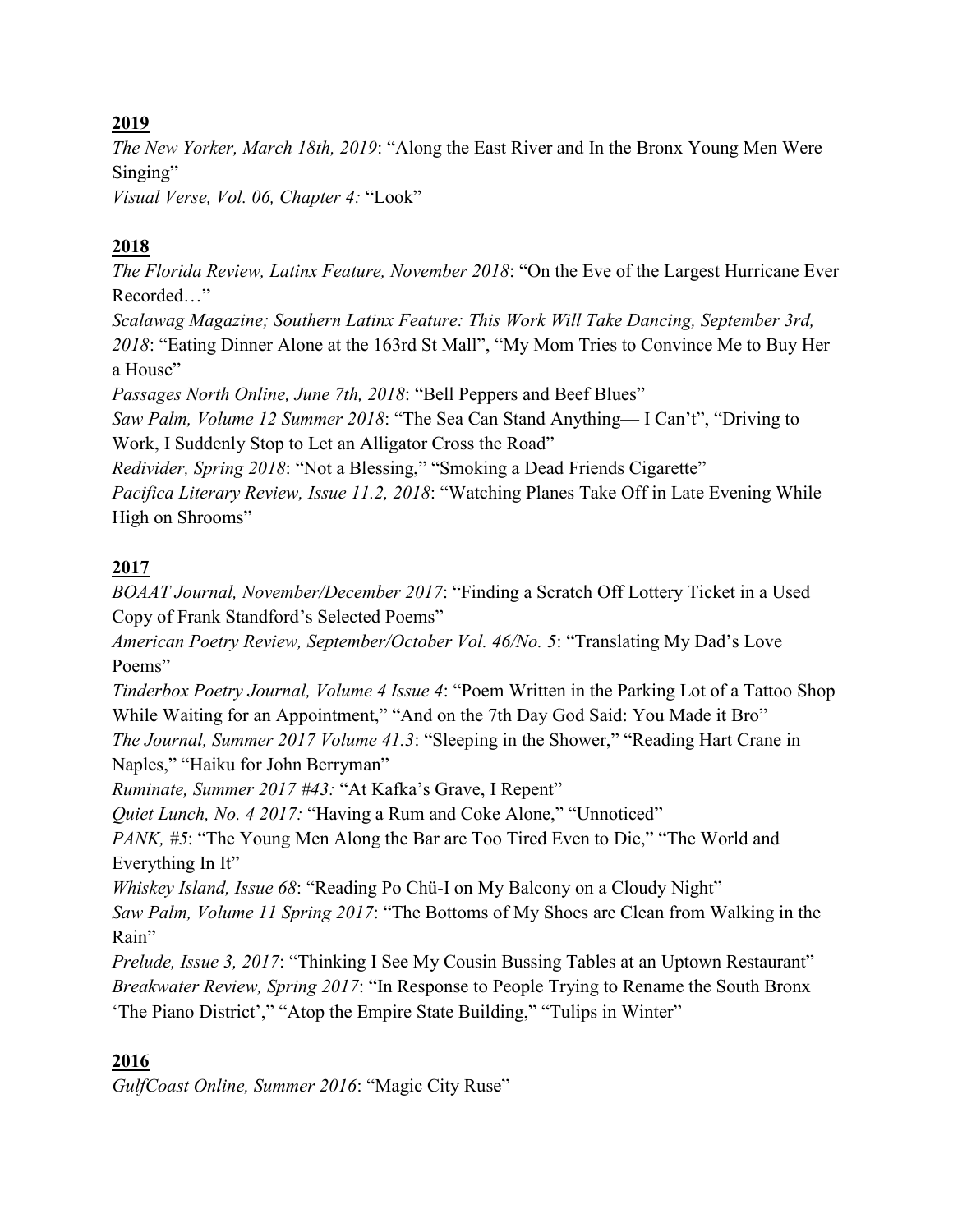**2019**

*The New Yorker, March 18th, 2019*: "Along the East River and In the Bronx Young Men Were Singing"
*Visual Verse, Vol. 06, Chapter 4:* "Look"

**2018**

*The Florida Review, Latinx Feature, November 2018*: "On the Eve of the Largest Hurricane Ever Recorded…"
*Scalawag Magazine; Southern Latinx Feature: This Work Will Take Dancing, September 3rd, 2018*: "Eating Dinner Alone at the 163rd St Mall", "My Mom Tries to Convince Me to Buy Her a House"
*Passages North Online, June 7th, 2018*: "Bell Peppers and Beef Blues"
*Saw Palm, Volume 12 Summer 2018*: "The Sea Can Stand Anything— I Can't", "Driving to Work, I Suddenly Stop to Let an Alligator Cross the Road"
*Redivider, Spring 2018*: "Not a Blessing," "Smoking a Dead Friends Cigarette"
*Pacifica Literary Review, Issue 11.2, 2018*: "Watching Planes Take Off in Late Evening While High on Shrooms"

**2017**

*BOAAT Journal, November/December 2017*: "Finding a Scratch Off Lottery Ticket in a Used Copy of Frank Standford's Selected Poems"
*American Poetry Review, September/October Vol. 46/No. 5*: "Translating My Dad's Love Poems"
*Tinderbox Poetry Journal, Volume 4 Issue 4*: "Poem Written in the Parking Lot of a Tattoo Shop While Waiting for an Appointment," "And on the 7th Day God Said: You Made it Bro"
*The Journal, Summer 2017 Volume 41.3*: "Sleeping in the Shower," "Reading Hart Crane in Naples," "Haiku for John Berryman"
*Ruminate, Summer 2017 #43:* "At Kafka's Grave, I Repent"
*Quiet Lunch, No. 4 2017:* "Having a Rum and Coke Alone," "Unnoticed"
*PANK, #5*: "The Young Men Along the Bar are Too Tired Even to Die," "The World and Everything In It"
*Whiskey Island, Issue 68*: "Reading Po Chü-I on My Balcony on a Cloudy Night"
*Saw Palm, Volume 11 Spring 2017*: "The Bottoms of My Shoes are Clean from Walking in the Rain"
*Prelude, Issue 3, 2017*: "Thinking I See My Cousin Bussing Tables at an Uptown Restaurant"
*Breakwater Review, Spring 2017*: "In Response to People Trying to Rename the South Bronx 'The Piano District'," "Atop the Empire State Building," "Tulips in Winter"

**2016**

*GulfCoast Online, Summer 2016*: "Magic City Ruse"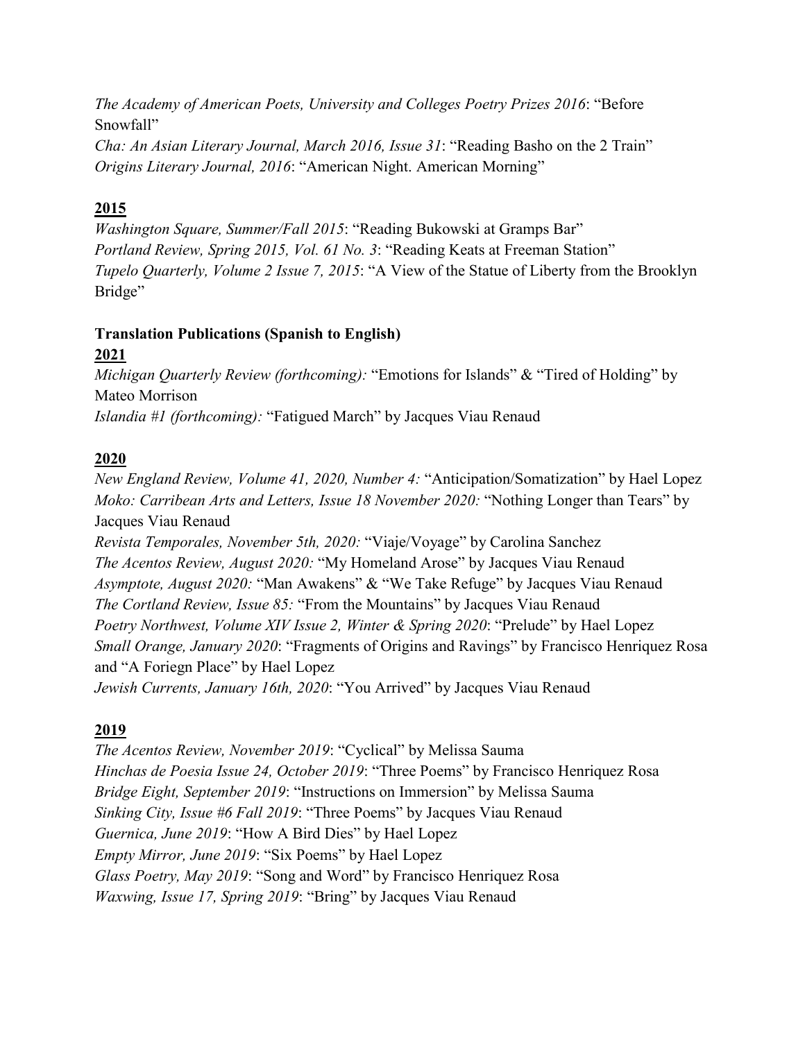*The Academy of American Poets, University and Colleges Poetry Prizes 2016*: "Before Snowfall"
*Cha: An Asian Literary Journal, March 2016, Issue 31*: "Reading Basho on the 2 Train"
*Origins Literary Journal, 2016*: "American Night. American Morning"

## 2015

*Washington Square, Summer/Fall 2015*: "Reading Bukowski at Gramps Bar"
*Portland Review, Spring 2015, Vol. 61 No. 3*: "Reading Keats at Freeman Station"
*Tupelo Quarterly, Volume 2 Issue 7, 2015*: "A View of the Statue of Liberty from the Brooklyn Bridge"

**Translation Publications (Spanish to English)**

## 2021

*Michigan Quarterly Review (forthcoming):* "Emotions for Islands" & "Tired of Holding" by Mateo Morrison
*Islandia #1 (forthcoming):* "Fatigued March" by Jacques Viau Renaud

## 2020

*New England Review, Volume 41, 2020, Number 4:* "Anticipation/Somatization" by Hael Lopez
*Moko: Carribean Arts and Letters, Issue 18 November 2020:* "Nothing Longer than Tears" by Jacques Viau Renaud
*Revista Temporales, November 5th, 2020:* "Viaje/Voyage" by Carolina Sanchez
*The Acentos Review, August 2020:* "My Homeland Arose" by Jacques Viau Renaud
*Asymptote, August 2020:* "Man Awakens" & "We Take Refuge" by Jacques Viau Renaud
*The Cortland Review, Issue 85:* "From the Mountains" by Jacques Viau Renaud
*Poetry Northwest, Volume XIV Issue 2, Winter & Spring 2020*: "Prelude" by Hael Lopez
*Small Orange, January 2020*: "Fragments of Origins and Ravings" by Francisco Henriquez Rosa and "A Foriegn Place" by Hael Lopez
*Jewish Currents, January 16th, 2020*: "You Arrived" by Jacques Viau Renaud

## 2019

*The Acentos Review, November 2019*: "Cyclical" by Melissa Sauma
*Hinchas de Poesia Issue 24, October 2019*: "Three Poems" by Francisco Henriquez Rosa
*Bridge Eight, September 2019*: "Instructions on Immersion" by Melissa Sauma
*Sinking City, Issue #6 Fall 2019*: "Three Poems" by Jacques Viau Renaud
*Guernica, June 2019*: "How A Bird Dies" by Hael Lopez
*Empty Mirror, June 2019*: "Six Poems" by Hael Lopez
*Glass Poetry, May 2019*: "Song and Word" by Francisco Henriquez Rosa
*Waxwing, Issue 17, Spring 2019*: "Bring" by Jacques Viau Renaud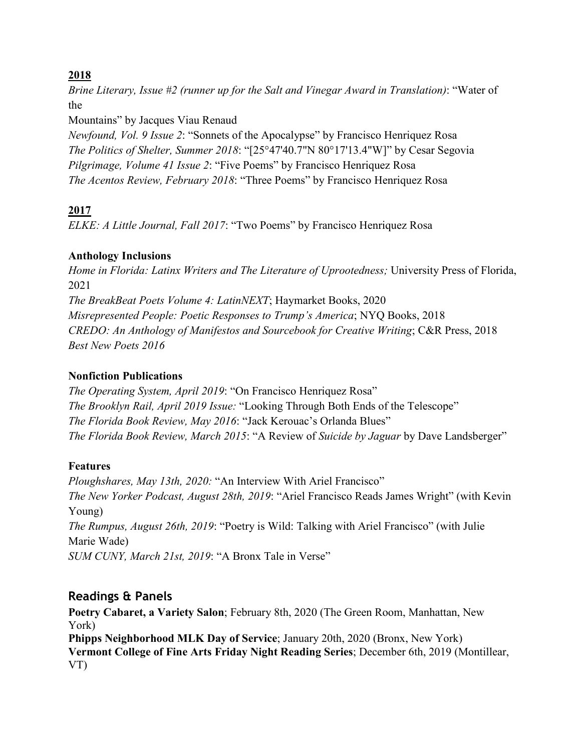**2018**

*Brine Literary, Issue #2 (runner up for the Salt and Vinegar Award in Translation)*: "Water of the Mountains" by Jacques Viau Renaud

*Newfound, Vol. 9 Issue 2*: "Sonnets of the Apocalypse" by Francisco Henriquez Rosa

*The Politics of Shelter, Summer 2018*: "[25°47'40.7"N 80°17'13.4"W]" by Cesar Segovia

*Pilgrimage, Volume 41 Issue 2*: "Five Poems" by Francisco Henriquez Rosa

*The Acentos Review, February 2018*: "Three Poems" by Francisco Henriquez Rosa

**2017**

*ELKE: A Little Journal, Fall 2017*: "Two Poems" by Francisco Henriquez Rosa

**Anthology Inclusions**

*Home in Florida: Latinx Writers and The Literature of Uprootedness;* University Press of Florida, 2021

*The BreakBeat Poets Volume 4: LatinNEXT*; Haymarket Books, 2020

*Misrepresented People: Poetic Responses to Trump's America*; NYQ Books, 2018

*CREDO: An Anthology of Manifestos and Sourcebook for Creative Writing*; C&R Press, 2018

*Best New Poets 2016*

**Nonfiction Publications**

*The Operating System, April 2019*: "On Francisco Henriquez Rosa"

*The Brooklyn Rail, April 2019 Issue:* "Looking Through Both Ends of the Telescope"

*The Florida Book Review, May 2016*: "Jack Kerouac's Orlanda Blues"

*The Florida Book Review, March 2015*: "A Review of *Suicide by Jaguar* by Dave Landsberger"

**Features**

*Ploughshares, May 13th, 2020:* "An Interview With Ariel Francisco"

*The New Yorker Podcast, August 28th, 2019*: "Ariel Francisco Reads James Wright" (with Kevin Young)

*The Rumpus, August 26th, 2019*: "Poetry is Wild: Talking with Ariel Francisco" (with Julie Marie Wade)

*SUM CUNY, March 21st, 2019*: "A Bronx Tale in Verse"

## Readings & Panels

**Poetry Cabaret, a Variety Salon**; February 8th, 2020 (The Green Room, Manhattan, New York)

**Phipps Neighborhood MLK Day of Service**; January 20th, 2020 (Bronx, New York)

**Vermont College of Fine Arts Friday Night Reading Series**; December 6th, 2019 (Montillear, VT)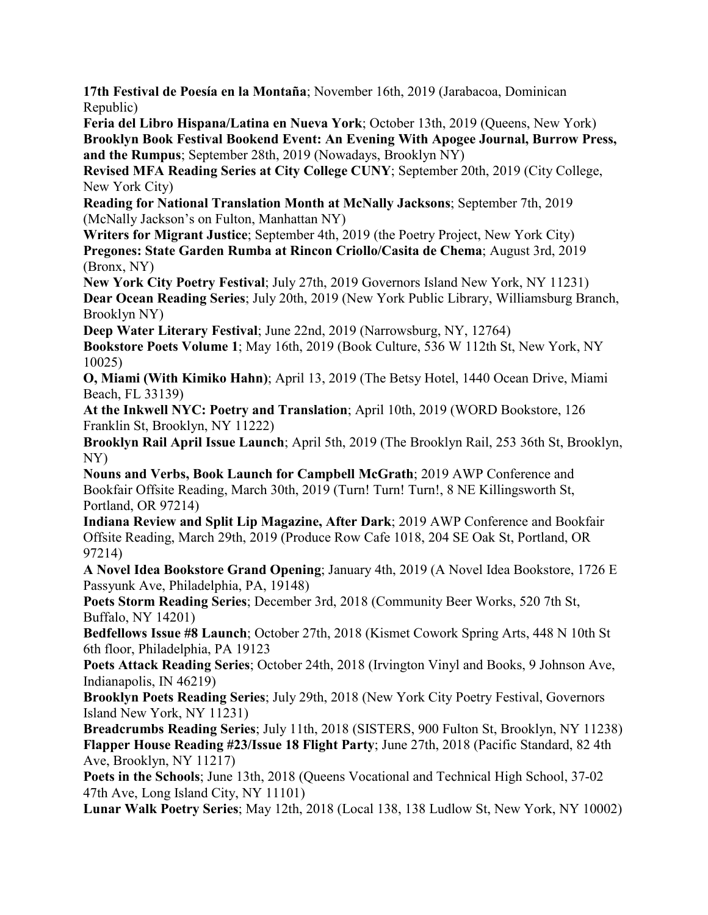**17th Festival de Poesía en la Montaña**; November 16th, 2019 (Jarabacoa, Dominican Republic)

**Feria del Libro Hispana/Latina en Nueva York**; October 13th, 2019 (Queens, New York)

**Brooklyn Book Festival Bookend Event: An Evening With Apogee Journal, Burrow Press, and the Rumpus**; September 28th, 2019 (Nowadays, Brooklyn NY)

**Revised MFA Reading Series at City College CUNY**; September 20th, 2019 (City College, New York City)

**Reading for National Translation Month at McNally Jacksons**; September 7th, 2019 (McNally Jackson's on Fulton, Manhattan NY)

**Writers for Migrant Justice**; September 4th, 2019 (the Poetry Project, New York City)

**Pregones: State Garden Rumba at Rincon Criollo/Casita de Chema**; August 3rd, 2019 (Bronx, NY)

**New York City Poetry Festival**; July 27th, 2019 Governors Island New York, NY 11231)

**Dear Ocean Reading Series**; July 20th, 2019 (New York Public Library, Williamsburg Branch, Brooklyn NY)

**Deep Water Literary Festival**; June 22nd, 2019 (Narrowsburg, NY, 12764)

**Bookstore Poets Volume 1**; May 16th, 2019 (Book Culture, 536 W 112th St, New York, NY 10025)

**O, Miami (With Kimiko Hahn)**; April 13, 2019 (The Betsy Hotel, 1440 Ocean Drive, Miami Beach, FL 33139)

**At the Inkwell NYC: Poetry and Translation**; April 10th, 2019 (WORD Bookstore, 126 Franklin St, Brooklyn, NY 11222)

**Brooklyn Rail April Issue Launch**; April 5th, 2019 (The Brooklyn Rail, 253 36th St, Brooklyn, NY)

**Nouns and Verbs, Book Launch for Campbell McGrath**; 2019 AWP Conference and Bookfair Offsite Reading, March 30th, 2019 (Turn! Turn! Turn!, 8 NE Killingsworth St, Portland, OR 97214)

**Indiana Review and Split Lip Magazine, After Dark**; 2019 AWP Conference and Bookfair Offsite Reading, March 29th, 2019 (Produce Row Cafe 1018, 204 SE Oak St, Portland, OR 97214)

**A Novel Idea Bookstore Grand Opening**; January 4th, 2019 (A Novel Idea Bookstore, 1726 E Passyunk Ave, Philadelphia, PA, 19148)

**Poets Storm Reading Series**; December 3rd, 2018 (Community Beer Works, 520 7th St, Buffalo, NY 14201)

**Bedfellows Issue #8 Launch**; October 27th, 2018 (Kismet Cowork Spring Arts, 448 N 10th St 6th floor, Philadelphia, PA 19123

**Poets Attack Reading Series**; October 24th, 2018 (Irvington Vinyl and Books, 9 Johnson Ave, Indianapolis, IN 46219)

**Brooklyn Poets Reading Series**; July 29th, 2018 (New York City Poetry Festival, Governors Island New York, NY 11231)

**Breadcrumbs Reading Series**; July 11th, 2018 (SISTERS, 900 Fulton St, Brooklyn, NY 11238)

**Flapper House Reading #23/Issue 18 Flight Party**; June 27th, 2018 (Pacific Standard, 82 4th Ave, Brooklyn, NY 11217)

**Poets in the Schools**; June 13th, 2018 (Queens Vocational and Technical High School, 37-02 47th Ave, Long Island City, NY 11101)

**Lunar Walk Poetry Series**; May 12th, 2018 (Local 138, 138 Ludlow St, New York, NY 10002)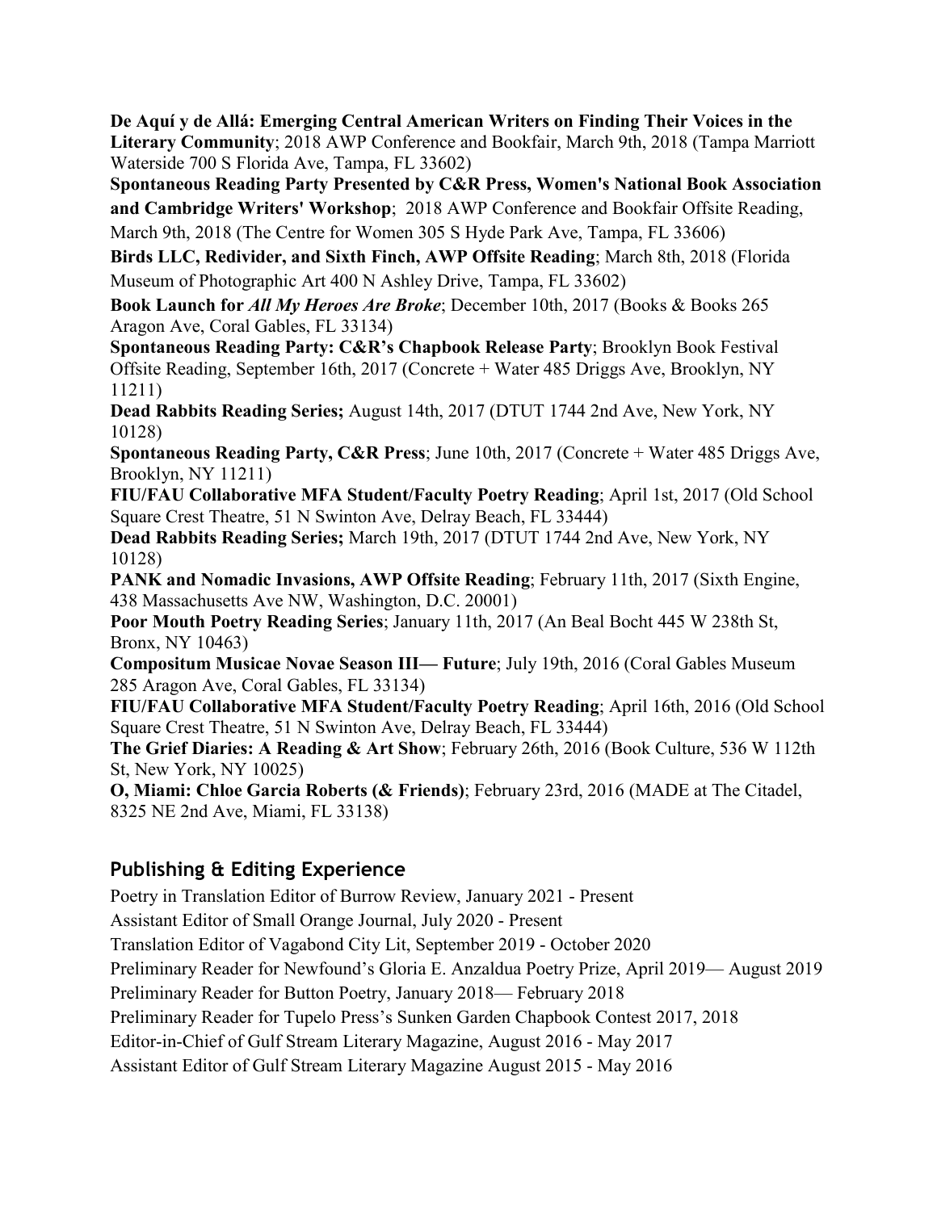**De Aquí y de Allá: Emerging Central American Writers on Finding Their Voices in the Literary Community**; 2018 AWP Conference and Bookfair, March 9th, 2018 (Tampa Marriott Waterside 700 S Florida Ave, Tampa, FL 33602)

**Spontaneous Reading Party Presented by C&R Press, Women's National Book Association and Cambridge Writers' Workshop**; 2018 AWP Conference and Bookfair Offsite Reading, March 9th, 2018 (The Centre for Women 305 S Hyde Park Ave, Tampa, FL 33606)

**Birds LLC, Redivider, and Sixth Finch, AWP Offsite Reading**; March 8th, 2018 (Florida Museum of Photographic Art 400 N Ashley Drive, Tampa, FL 33602)

**Book Launch for *All My Heroes Are Broke***; December 10th, 2017 (Books & Books 265 Aragon Ave, Coral Gables, FL 33134)

**Spontaneous Reading Party: C&R's Chapbook Release Party**; Brooklyn Book Festival Offsite Reading, September 16th, 2017 (Concrete + Water 485 Driggs Ave, Brooklyn, NY 11211)

**Dead Rabbits Reading Series;** August 14th, 2017 (DTUT 1744 2nd Ave, New York, NY 10128)

**Spontaneous Reading Party, C&R Press**; June 10th, 2017 (Concrete + Water 485 Driggs Ave, Brooklyn, NY 11211)

**FIU/FAU Collaborative MFA Student/Faculty Poetry Reading**; April 1st, 2017 (Old School Square Crest Theatre, 51 N Swinton Ave, Delray Beach, FL 33444)

**Dead Rabbits Reading Series;** March 19th, 2017 (DTUT 1744 2nd Ave, New York, NY 10128)

**PANK and Nomadic Invasions, AWP Offsite Reading**; February 11th, 2017 (Sixth Engine, 438 Massachusetts Ave NW, Washington, D.C. 20001)

**Poor Mouth Poetry Reading Series**; January 11th, 2017 (An Beal Bocht 445 W 238th St, Bronx, NY 10463)

**Compositum Musicae Novae Season III— Future**; July 19th, 2016 (Coral Gables Museum 285 Aragon Ave, Coral Gables, FL 33134)

**FIU/FAU Collaborative MFA Student/Faculty Poetry Reading**; April 16th, 2016 (Old School Square Crest Theatre, 51 N Swinton Ave, Delray Beach, FL 33444)

**The Grief Diaries: A Reading & Art Show**; February 26th, 2016 (Book Culture, 536 W 112th St, New York, NY 10025)

**O, Miami: Chloe Garcia Roberts (& Friends)**; February 23rd, 2016 (MADE at The Citadel, 8325 NE 2nd Ave, Miami, FL 33138)

## Publishing & Editing Experience

Poetry in Translation Editor of Burrow Review, January 2021 - Present

Assistant Editor of Small Orange Journal, July 2020 - Present

Translation Editor of Vagabond City Lit, September 2019 - October 2020

Preliminary Reader for Newfound's Gloria E. Anzaldua Poetry Prize, April 2019— August 2019

Preliminary Reader for Button Poetry, January 2018— February 2018

Preliminary Reader for Tupelo Press's Sunken Garden Chapbook Contest 2017, 2018

Editor-in-Chief of Gulf Stream Literary Magazine, August 2016 - May 2017

Assistant Editor of Gulf Stream Literary Magazine August 2015 - May 2016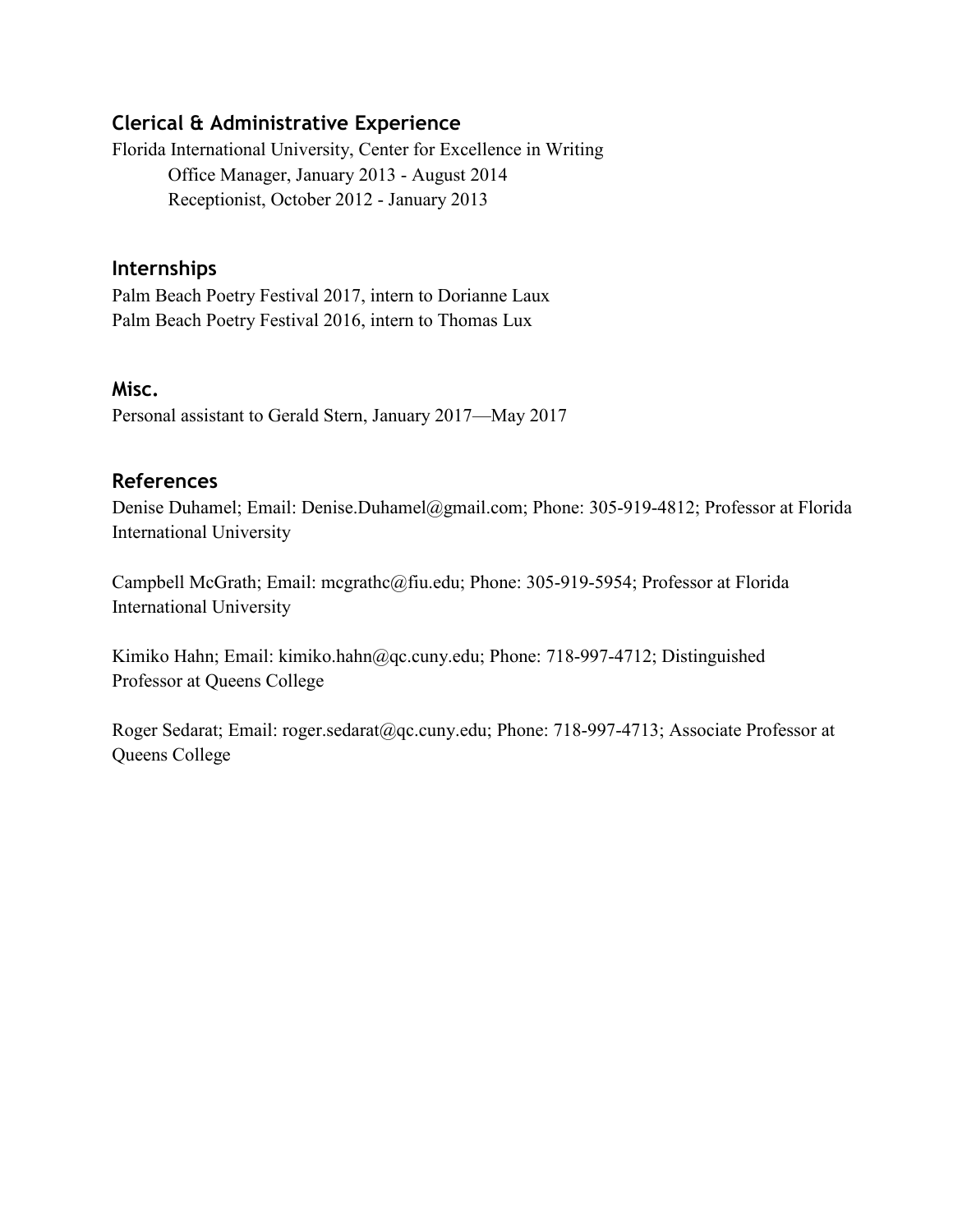## Clerical & Administrative Experience

Florida International University, Center for Excellence in Writing

Office Manager, January 2013 - August 2014

Receptionist, October 2012 - January 2013

## Internships

Palm Beach Poetry Festival 2017, intern to Dorianne Laux

Palm Beach Poetry Festival 2016, intern to Thomas Lux

## Misc.

Personal assistant to Gerald Stern, January 2017—May 2017

## References

Denise Duhamel; Email: Denise.Duhamel@gmail.com; Phone: 305-919-4812; Professor at Florida International University

Campbell McGrath; Email: mcgrathc@fiu.edu; Phone: 305-919-5954; Professor at Florida International University

Kimiko Hahn; Email: kimiko.hahn@qc.cuny.edu; Phone: 718-997-4712; Distinguished Professor at Queens College

Roger Sedarat; Email: roger.sedarat@qc.cuny.edu; Phone: 718-997-4713; Associate Professor at Queens College